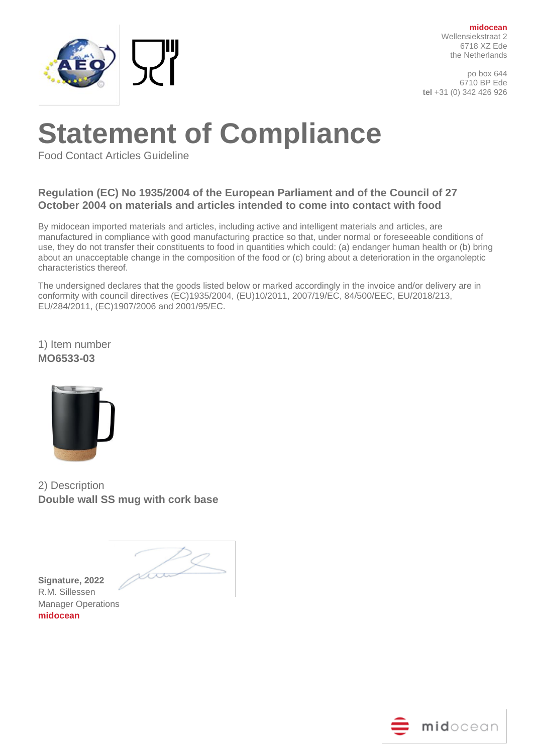midocean
Wellensiekstraat 2
6718 XZ Ede
the Netherlands

po box 644
6710 BP Ede
**tel** +31 (0) 342 426 926

# Statement of Compliance

Food Contact Articles Guideline

## Regulation (EC) No 1935/2004 of the European Parliament and of the Council of 27 October 2004 on materials and articles intended to come into contact with food

By midocean imported materials and articles, including active and intelligent materials and articles, are manufactured in compliance with good manufacturing practice so that, under normal or foreseeable conditions of use, they do not transfer their constituents to food in quantities which could: (a) endanger human health or (b) bring about an unacceptable change in the composition of the food or (c) bring about a deterioration in the organoleptic characteristics thereof.

The undersigned declares that the goods listed below or marked accordingly in the invoice and/or delivery are in conformity with council directives (EC)1935/2004, (EU)10/2011, 2007/19/EC, 84/500/EEC, EU/2018/213, EU/284/2011, (EC)1907/2006 and 2001/95/EC.

1) Item number
**MO6533-03**

2) Description
**Double wall SS mug with cork base**

**Signature, 2022**
R.M. Sillessen
Manager Operations
**midocean**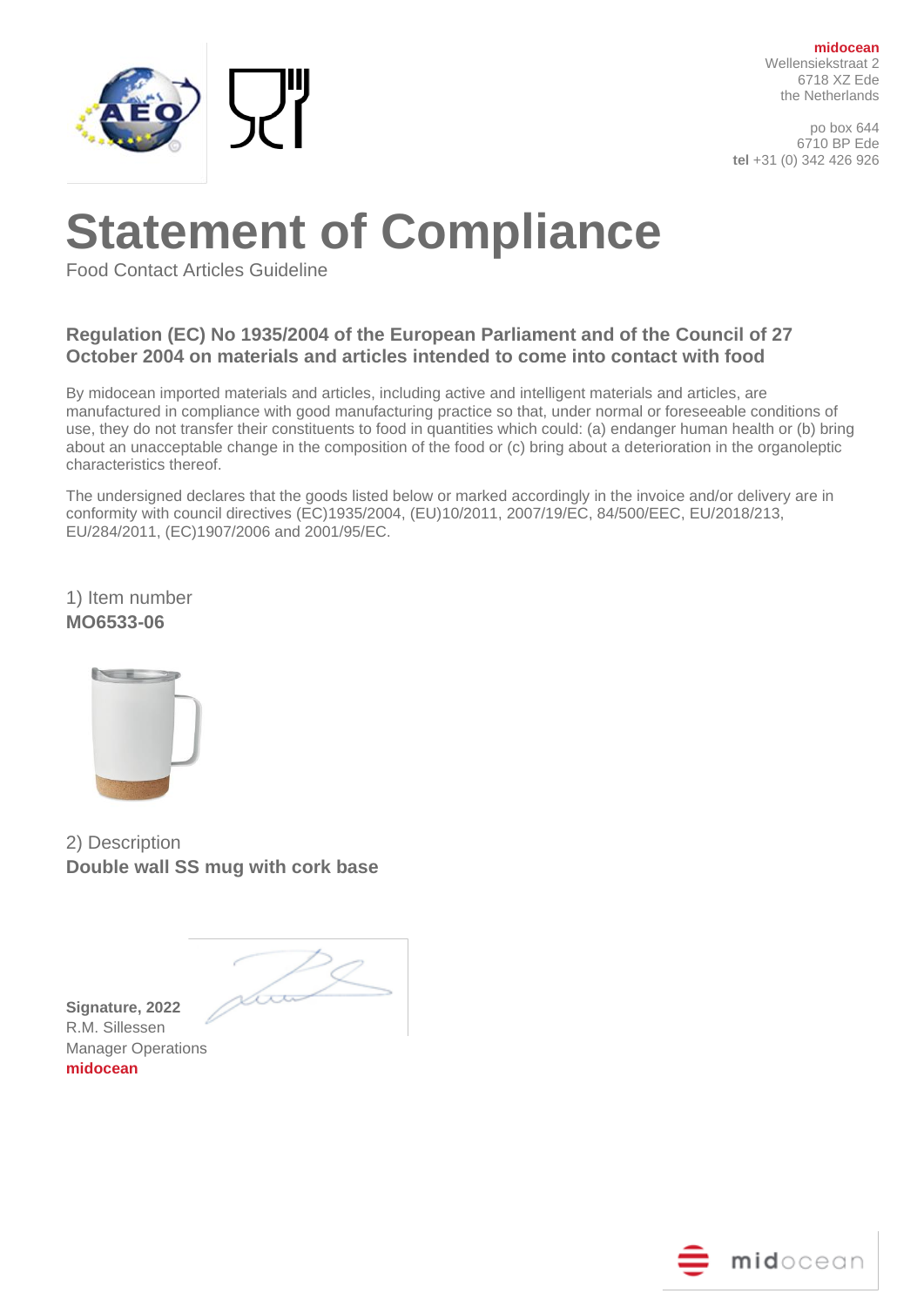midocean
Wellensiekstraat 2
6718 XZ Ede
the Netherlands

po box 644
6710 BP Ede
**tel** +31 (0) 342 426 926

# Statement of Compliance

Food Contact Articles Guideline

### Regulation (EC) No 1935/2004 of the European Parliament and of the Council of 27 October 2004 on materials and articles intended to come into contact with food

By midocean imported materials and articles, including active and intelligent materials and articles, are manufactured in compliance with good manufacturing practice so that, under normal or foreseeable conditions of use, they do not transfer their constituents to food in quantities which could: (a) endanger human health or (b) bring about an unacceptable change in the composition of the food or (c) bring about a deterioration in the organoleptic characteristics thereof.

The undersigned declares that the goods listed below or marked accordingly in the invoice and/or delivery are in conformity with council directives (EC)1935/2004, (EU)10/2011, 2007/19/EC, 84/500/EEC, EU/2018/213, EU/284/2011, (EC)1907/2006 and 2001/95/EC.

1) Item number
**MO6533-06**

2) Description
**Double wall SS mug with cork base**

**Signature, 2022**
R.M. Sillessen
Manager Operations
**midocean**